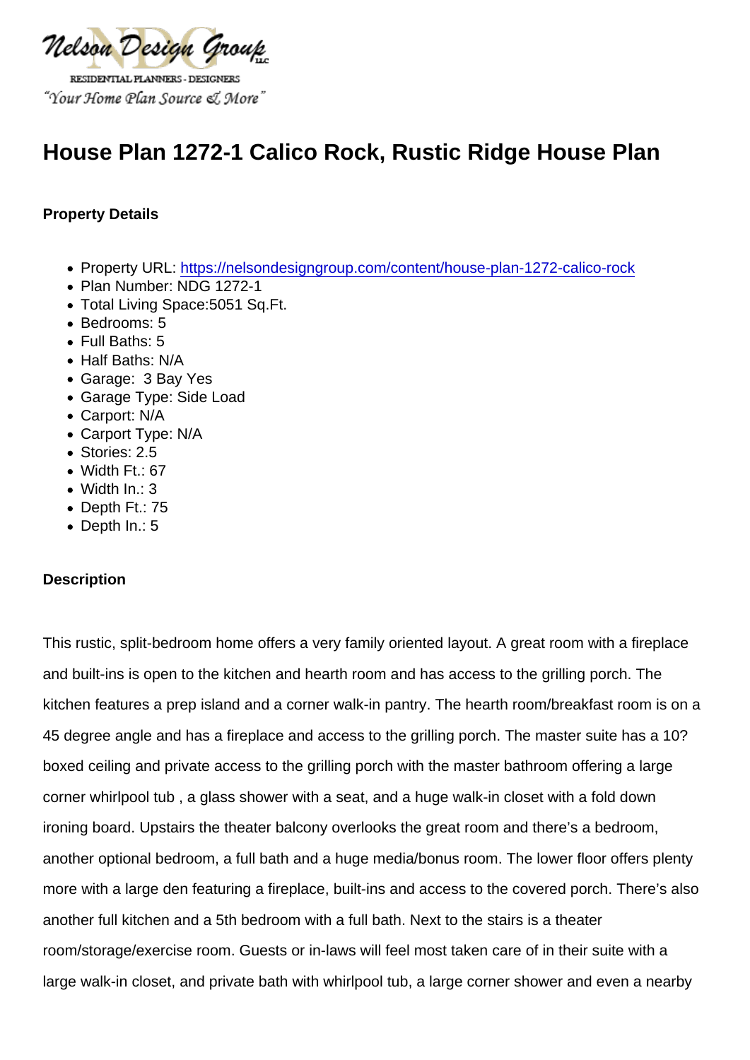Nelson Design Group LLC

RESIDENTIAL PLANNERS - DESIGNERS

"Your Home Plan Source & More"

# House Plan 1272-1 Calico Rock, Rustic Ridge House Plan

**Property Details**

- Property URL: https://nelsondesigngroup.com/content/house-plan-1272-calico-rock
- Plan Number: NDG 1272-1
- Total Living Space:5051 Sq.Ft.
- Bedrooms: 5
- Full Baths: 5
- Half Baths: N/A
- Garage: 3 Bay Yes
- Garage Type: Side Load
- Carport: N/A
- Carport Type: N/A
- Stories: 2.5
- Width Ft.: 67
- Width In.: 3
- Depth Ft.: 75
- Depth In.: 5

**Description**

This rustic, split-bedroom home offers a very family oriented layout. A great room with a fireplace and built-ins is open to the kitchen and hearth room and has access to the grilling porch. The kitchen features a prep island and a corner walk-in pantry. The hearth room/breakfast room is on a 45 degree angle and has a fireplace and access to the grilling porch. The master suite has a 10? boxed ceiling and private access to the grilling porch with the master bathroom offering a large corner whirlpool tub , a glass shower with a seat, and a huge walk-in closet with a fold down ironing board. Upstairs the theater balcony overlooks the great room and there's a bedroom, another optional bedroom, a full bath and a huge media/bonus room. The lower floor offers plenty more with a large den featuring a fireplace, built-ins and access to the covered porch. There's also another full kitchen and a 5th bedroom with a full bath. Next to the stairs is a theater room/storage/exercise room. Guests or in-laws will feel most taken care of in their suite with a large walk-in closet, and private bath with whirlpool tub, a large corner shower and even a nearby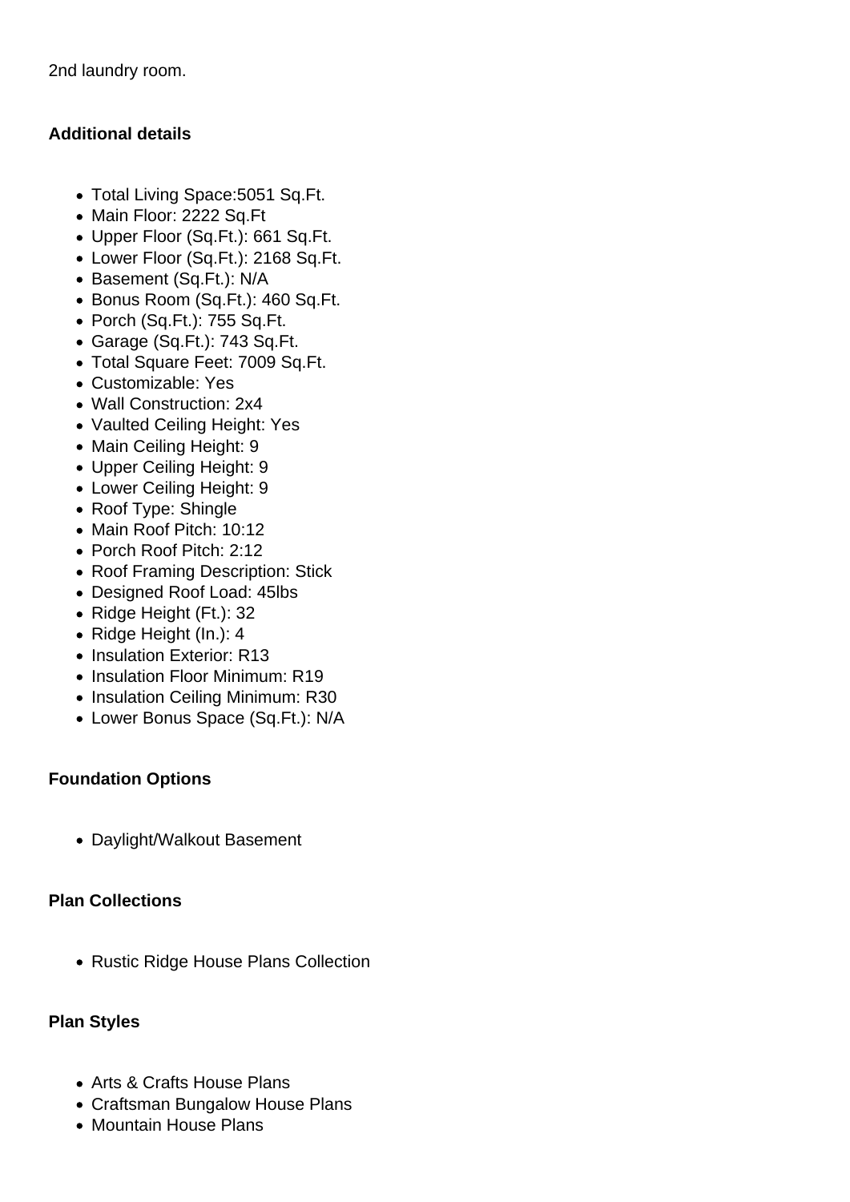2nd laundry room.

### Additional details

- Total Living Space:5051 Sq.Ft.
- Main Floor: 2222 Sq.Ft
- Upper Floor (Sq.Ft.): 661 Sq.Ft.
- Lower Floor (Sq.Ft.): 2168 Sq.Ft.
- Basement (Sq.Ft.): N/A
- Bonus Room (Sq.Ft.): 460 Sq.Ft.
- Porch (Sq.Ft.): 755 Sq.Ft.
- Garage (Sq.Ft.): 743 Sq.Ft.
- Total Square Feet: 7009 Sq.Ft.
- Customizable: Yes
- Wall Construction: 2x4
- Vaulted Ceiling Height: Yes
- Main Ceiling Height: 9
- Upper Ceiling Height: 9
- Lower Ceiling Height: 9
- Roof Type: Shingle
- Main Roof Pitch: 10:12
- Porch Roof Pitch: 2:12
- Roof Framing Description: Stick
- Designed Roof Load: 45lbs
- Ridge Height (Ft.): 32
- Ridge Height (In.): 4
- Insulation Exterior: R13
- Insulation Floor Minimum: R19
- Insulation Ceiling Minimum: R30
- Lower Bonus Space (Sq.Ft.): N/A

### Foundation Options

- Daylight/Walkout Basement

### Plan Collections

- Rustic Ridge House Plans Collection

### Plan Styles

- Arts & Crafts House Plans
- Craftsman Bungalow House Plans
- Mountain House Plans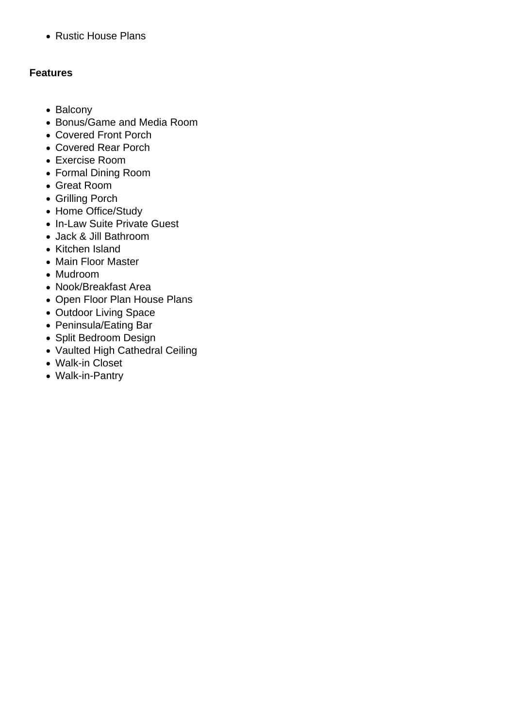- Rustic House Plans

**Features**

- Balcony
- Bonus/Game and Media Room
- Covered Front Porch
- Covered Rear Porch
- Exercise Room
- Formal Dining Room
- Great Room
- Grilling Porch
- Home Office/Study
- In-Law Suite Private Guest
- Jack & Jill Bathroom
- Kitchen Island
- Main Floor Master
- Mudroom
- Nook/Breakfast Area
- Open Floor Plan House Plans
- Outdoor Living Space
- Peninsula/Eating Bar
- Split Bedroom Design
- Vaulted High Cathedral Ceiling
- Walk-in Closet
- Walk-in-Pantry